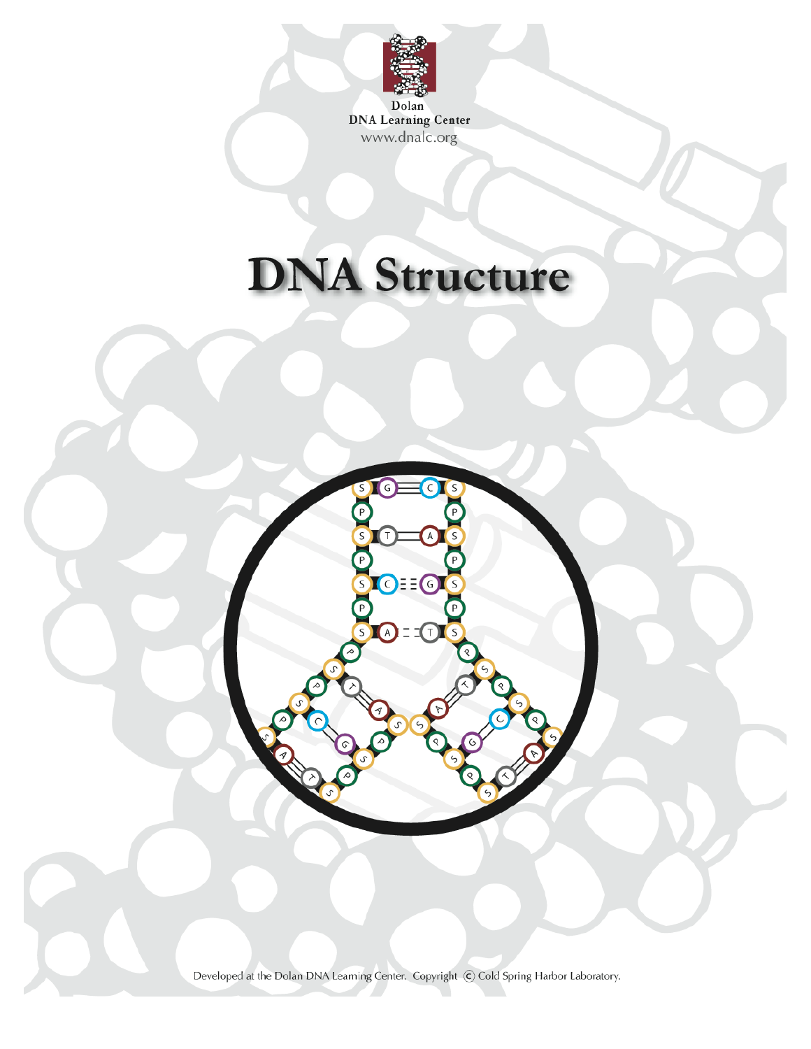Dolan
DNA Learning Center
www.dnalc.org

# DNA Structure

Developed at the Dolan DNA Learning Center. Copyright © Cold Spring Harbor Laboratory.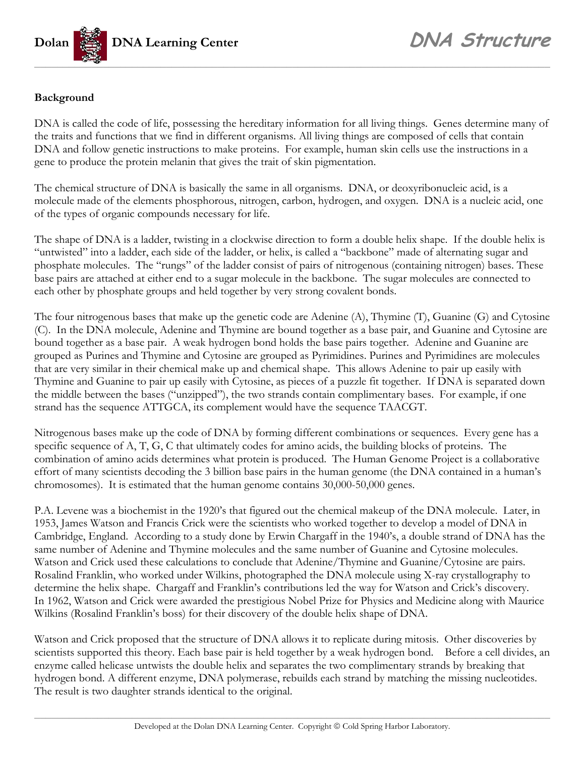## Background

DNA is called the code of life, possessing the hereditary information for all living things. Genes determine many of the traits and functions that we find in different organisms. All living things are composed of cells that contain DNA and follow genetic instructions to make proteins. For example, human skin cells use the instructions in a gene to produce the protein melanin that gives the trait of skin pigmentation.

The chemical structure of DNA is basically the same in all organisms. DNA, or deoxyribonucleic acid, is a molecule made of the elements phosphorous, nitrogen, carbon, hydrogen, and oxygen. DNA is a nucleic acid, one of the types of organic compounds necessary for life.

The shape of DNA is a ladder, twisting in a clockwise direction to form a double helix shape. If the double helix is "untwisted" into a ladder, each side of the ladder, or helix, is called a "backbone" made of alternating sugar and phosphate molecules. The "rungs" of the ladder consist of pairs of nitrogenous (containing nitrogen) bases. These base pairs are attached at either end to a sugar molecule in the backbone. The sugar molecules are connected to each other by phosphate groups and held together by very strong covalent bonds.

The four nitrogenous bases that make up the genetic code are Adenine (A), Thymine (T), Guanine (G) and Cytosine (C). In the DNA molecule, Adenine and Thymine are bound together as a base pair, and Guanine and Cytosine are bound together as a base pair. A weak hydrogen bond holds the base pairs together. Adenine and Guanine are grouped as Purines and Thymine and Cytosine are grouped as Pyrimidines. Purines and Pyrimidines are molecules that are very similar in their chemical make up and chemical shape. This allows Adenine to pair up easily with Thymine and Guanine to pair up easily with Cytosine, as pieces of a puzzle fit together. If DNA is separated down the middle between the bases ("unzipped"), the two strands contain complimentary bases. For example, if one strand has the sequence ATTGCA, its complement would have the sequence TAACGT.

Nitrogenous bases make up the code of DNA by forming different combinations or sequences. Every gene has a specific sequence of A, T, G, C that ultimately codes for amino acids, the building blocks of proteins. The combination of amino acids determines what protein is produced. The Human Genome Project is a collaborative effort of many scientists decoding the 3 billion base pairs in the human genome (the DNA contained in a human's chromosomes). It is estimated that the human genome contains 30,000-50,000 genes.

P.A. Levene was a biochemist in the 1920's that figured out the chemical makeup of the DNA molecule. Later, in 1953, James Watson and Francis Crick were the scientists who worked together to develop a model of DNA in Cambridge, England. According to a study done by Erwin Chargaff in the 1940's, a double strand of DNA has the same number of Adenine and Thymine molecules and the same number of Guanine and Cytosine molecules. Watson and Crick used these calculations to conclude that Adenine/Thymine and Guanine/Cytosine are pairs. Rosalind Franklin, who worked under Wilkins, photographed the DNA molecule using X-ray crystallography to determine the helix shape. Chargaff and Franklin's contributions led the way for Watson and Crick's discovery. In 1962, Watson and Crick were awarded the prestigious Nobel Prize for Physics and Medicine along with Maurice Wilkins (Rosalind Franklin's boss) for their discovery of the double helix shape of DNA.

Watson and Crick proposed that the structure of DNA allows it to replicate during mitosis. Other discoveries by scientists supported this theory. Each base pair is held together by a weak hydrogen bond. Before a cell divides, an enzyme called helicase untwists the double helix and separates the two complimentary strands by breaking that hydrogen bond. A different enzyme, DNA polymerase, rebuilds each strand by matching the missing nucleotides. The result is two daughter strands identical to the original.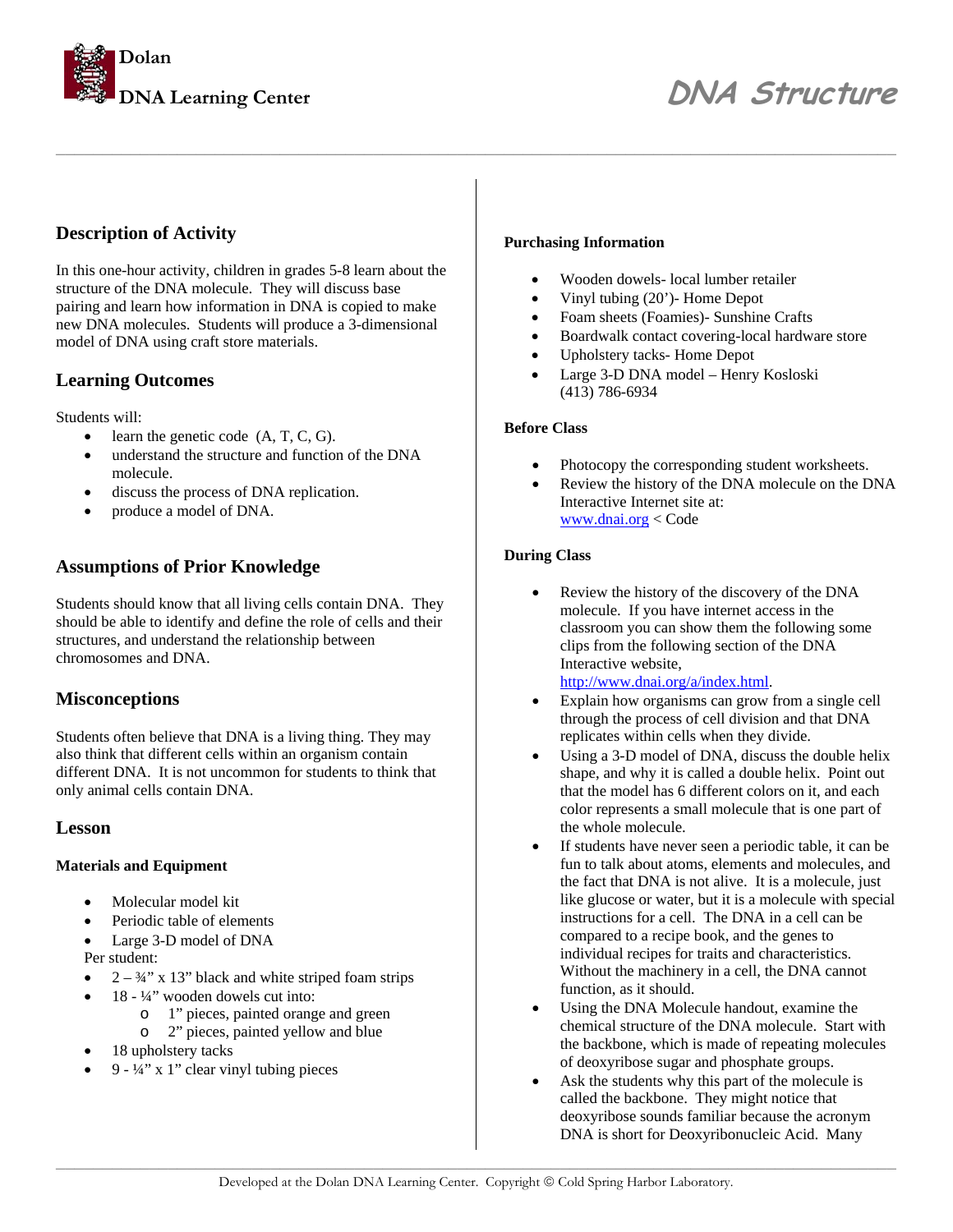# DNA Structure

## Description of Activity

In this one-hour activity, children in grades 5-8 learn about the structure of the DNA molecule. They will discuss base pairing and learn how information in DNA is copied to make new DNA molecules. Students will produce a 3-dimensional model of DNA using craft store materials.

## Learning Outcomes

Students will:

- learn the genetic code (A, T, C, G).
- understand the structure and function of the DNA molecule.
- discuss the process of DNA replication.
- produce a model of DNA.

## Assumptions of Prior Knowledge

Students should know that all living cells contain DNA. They should be able to identify and define the role of cells and their structures, and understand the relationship between chromosomes and DNA.

## Misconceptions

Students often believe that DNA is a living thing. They may also think that different cells within an organism contain different DNA. It is not uncommon for students to think that only animal cells contain DNA.

## Lesson

### Materials and Equipment

- Molecular model kit
- Periodic table of elements
- Large 3-D model of DNA

Per student:

- 2 – ¾" x 13" black and white striped foam strips
- 18 - ¼" wooden dowels cut into:
  - 1" pieces, painted orange and green
  - 2" pieces, painted yellow and blue
- 18 upholstery tacks
- 9 - ¼" x 1" clear vinyl tubing pieces

### Purchasing Information

- Wooden dowels- local lumber retailer
- Vinyl tubing (20')- Home Depot
- Foam sheets (Foamies)- Sunshine Crafts
- Boardwalk contact covering-local hardware store
- Upholstery tacks- Home Depot
- Large 3-D DNA model – Henry Kosloski (413) 786-6934

### Before Class

- Photocopy the corresponding student worksheets.
- Review the history of the DNA molecule on the DNA Interactive Internet site at: www.dnai.org < Code

### During Class

- Review the history of the discovery of the DNA molecule. If you have internet access in the classroom you can show them the following some clips from the following section of the DNA Interactive website, http://www.dnai.org/a/index.html.
- Explain how organisms can grow from a single cell through the process of cell division and that DNA replicates within cells when they divide.
- Using a 3-D model of DNA, discuss the double helix shape, and why it is called a double helix. Point out that the model has 6 different colors on it, and each color represents a small molecule that is one part of the whole molecule.
- If students have never seen a periodic table, it can be fun to talk about atoms, elements and molecules, and the fact that DNA is not alive. It is a molecule, just like glucose or water, but it is a molecule with special instructions for a cell. The DNA in a cell can be compared to a recipe book, and the genes to individual recipes for traits and characteristics. Without the machinery in a cell, the DNA cannot function, as it should.
- Using the DNA Molecule handout, examine the chemical structure of the DNA molecule. Start with the backbone, which is made of repeating molecules of deoxyribose sugar and phosphate groups.
- Ask the students why this part of the molecule is called the backbone. They might notice that deoxyribose sounds familiar because the acronym DNA is short for Deoxyribonucleic Acid. Many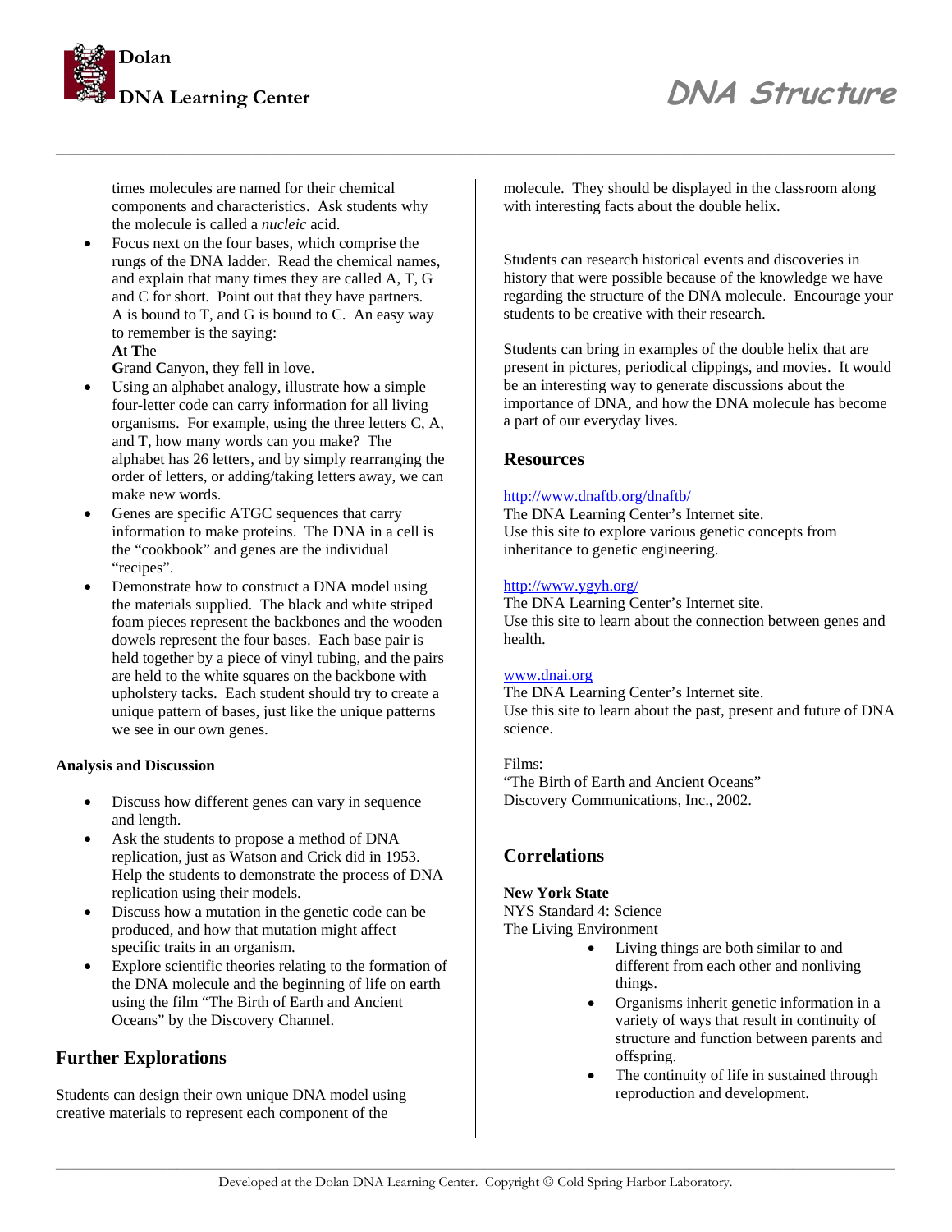times molecules are named for their chemical components and characteristics. Ask students why the molecule is called a *nucleic* acid.

- Focus next on the four bases, which comprise the rungs of the DNA ladder. Read the chemical names, and explain that many times they are called A, T, G and C for short. Point out that they have partners. A is bound to T, and G is bound to C. An easy way to remember is the saying:
  **A**t **T**he
  **G**rand **C**anyon, they fell in love.
- Using an alphabet analogy, illustrate how a simple four-letter code can carry information for all living organisms. For example, using the three letters C, A, and T, how many words can you make? The alphabet has 26 letters, and by simply rearranging the order of letters, or adding/taking letters away, we can make new words.
- Genes are specific ATGC sequences that carry information to make proteins. The DNA in a cell is the "cookbook" and genes are the individual "recipes".
- Demonstrate how to construct a DNA model using the materials supplied. The black and white striped foam pieces represent the backbones and the wooden dowels represent the four bases. Each base pair is held together by a piece of vinyl tubing, and the pairs are held to the white squares on the backbone with upholstery tacks. Each student should try to create a unique pattern of bases, just like the unique patterns we see in our own genes.

**Analysis and Discussion**

- Discuss how different genes can vary in sequence and length.
- Ask the students to propose a method of DNA replication, just as Watson and Crick did in 1953. Help the students to demonstrate the process of DNA replication using their models.
- Discuss how a mutation in the genetic code can be produced, and how that mutation might affect specific traits in an organism.
- Explore scientific theories relating to the formation of the DNA molecule and the beginning of life on earth using the film "The Birth of Earth and Ancient Oceans" by the Discovery Channel.

## Further Explorations

Students can design their own unique DNA model using creative materials to represent each component of the molecule. They should be displayed in the classroom along with interesting facts about the double helix.

Students can research historical events and discoveries in history that were possible because of the knowledge we have regarding the structure of the DNA molecule. Encourage your students to be creative with their research.

Students can bring in examples of the double helix that are present in pictures, periodical clippings, and movies. It would be an interesting way to generate discussions about the importance of DNA, and how the DNA molecule has become a part of our everyday lives.

## Resources

http://www.dnaftb.org/dnaftb/
The DNA Learning Center's Internet site.
Use this site to explore various genetic concepts from inheritance to genetic engineering.

http://www.ygyh.org/
The DNA Learning Center's Internet site.
Use this site to learn about the connection between genes and health.

www.dnai.org
The DNA Learning Center's Internet site.
Use this site to learn about the past, present and future of DNA science.

Films:
"The Birth of Earth and Ancient Oceans"
Discovery Communications, Inc., 2002.

## Correlations

**New York State**
NYS Standard 4: Science
The Living Environment

- Living things are both similar to and different from each other and nonliving things.
- Organisms inherit genetic information in a variety of ways that result in continuity of structure and function between parents and offspring.
- The continuity of life in sustained through reproduction and development.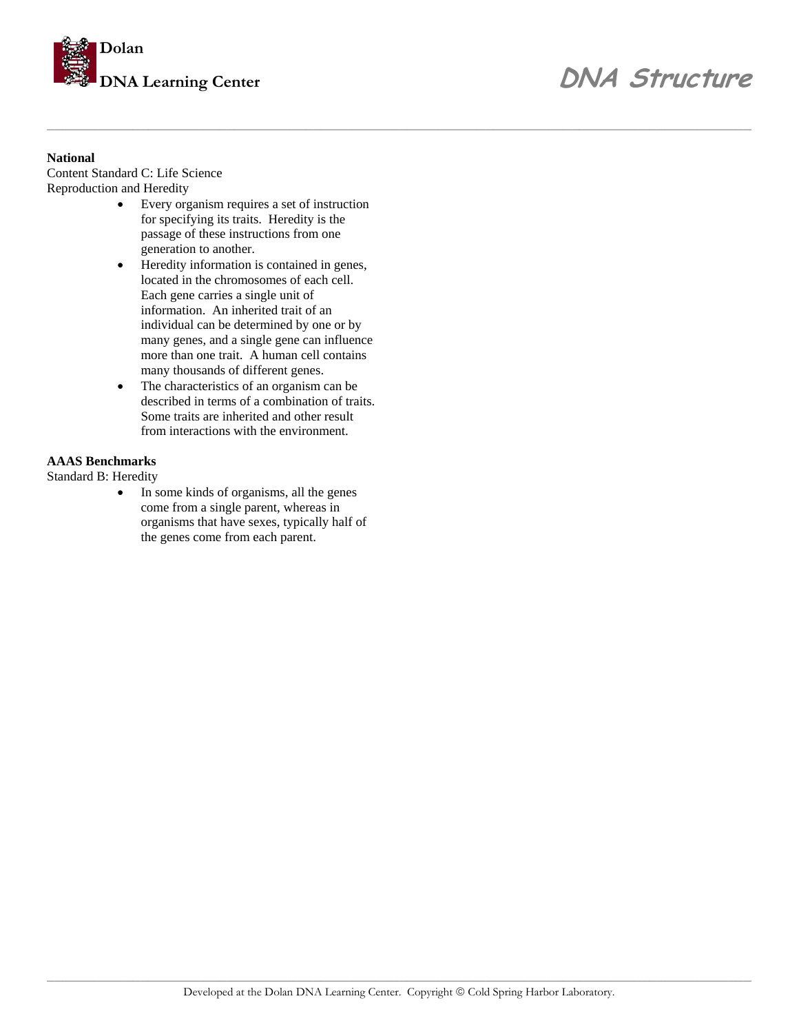**National**

Content Standard C: Life Science

Reproduction and Heredity

- Every organism requires a set of instruction for specifying its traits. Heredity is the passage of these instructions from one generation to another.
- Heredity information is contained in genes, located in the chromosomes of each cell. Each gene carries a single unit of information. An inherited trait of an individual can be determined by one or by many genes, and a single gene can influence more than one trait. A human cell contains many thousands of different genes.
- The characteristics of an organism can be described in terms of a combination of traits. Some traits are inherited and other result from interactions with the environment.

**AAAS Benchmarks**

Standard B: Heredity

- In some kinds of organisms, all the genes come from a single parent, whereas in organisms that have sexes, typically half of the genes come from each parent.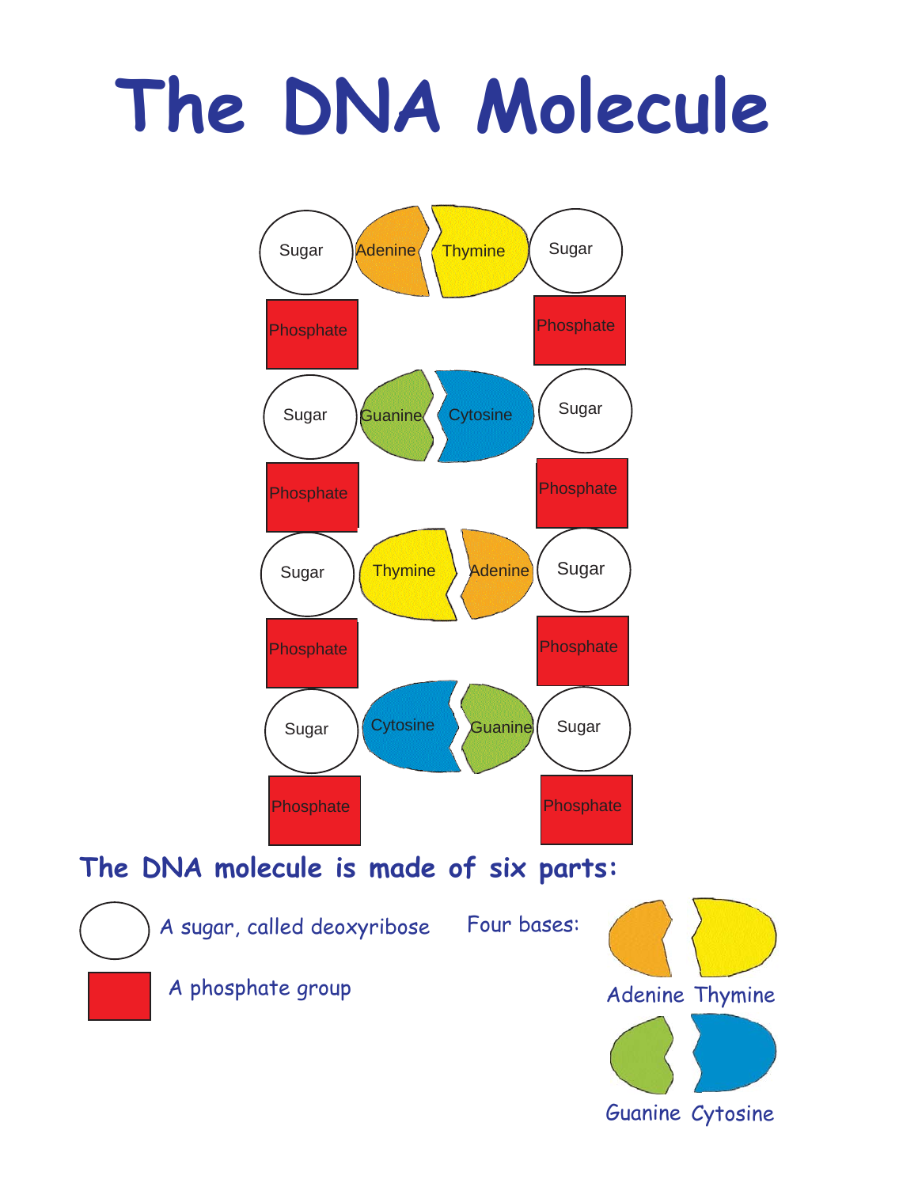# The DNA Molecule

Sugar | Adenine | Thymine | Sugar

Phosphate | | | Phosphate

Sugar | Guanine | Cytosine | Sugar

Phosphate | | | Phosphate

Sugar | Thymine | Adenine | Sugar

Phosphate | | | Phosphate

Sugar | Cytosine | Guanine | Sugar

Phosphate | | | Phosphate

## The DNA molecule is made of six parts:

- A sugar, called deoxyribose
- A phosphate group

Four bases:

- Adenine
- Thymine
- Guanine
- Cytosine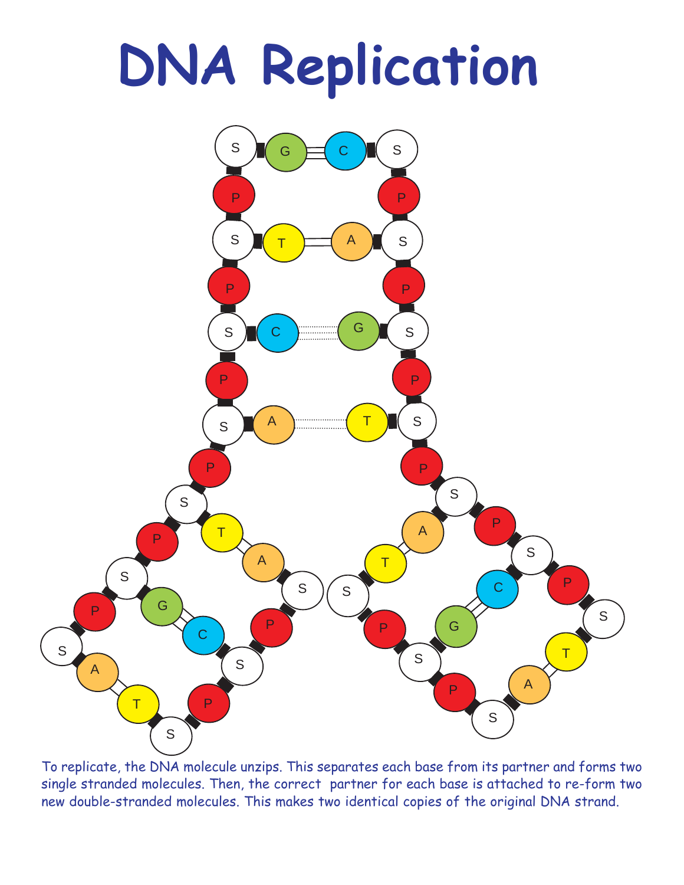# DNA Replication

To replicate, the DNA molecule unzips. This separates each base from its partner and forms two single stranded molecules. Then, the correct partner for each base is attached to re-form two new double-stranded molecules. This makes two identical copies of the original DNA strand.